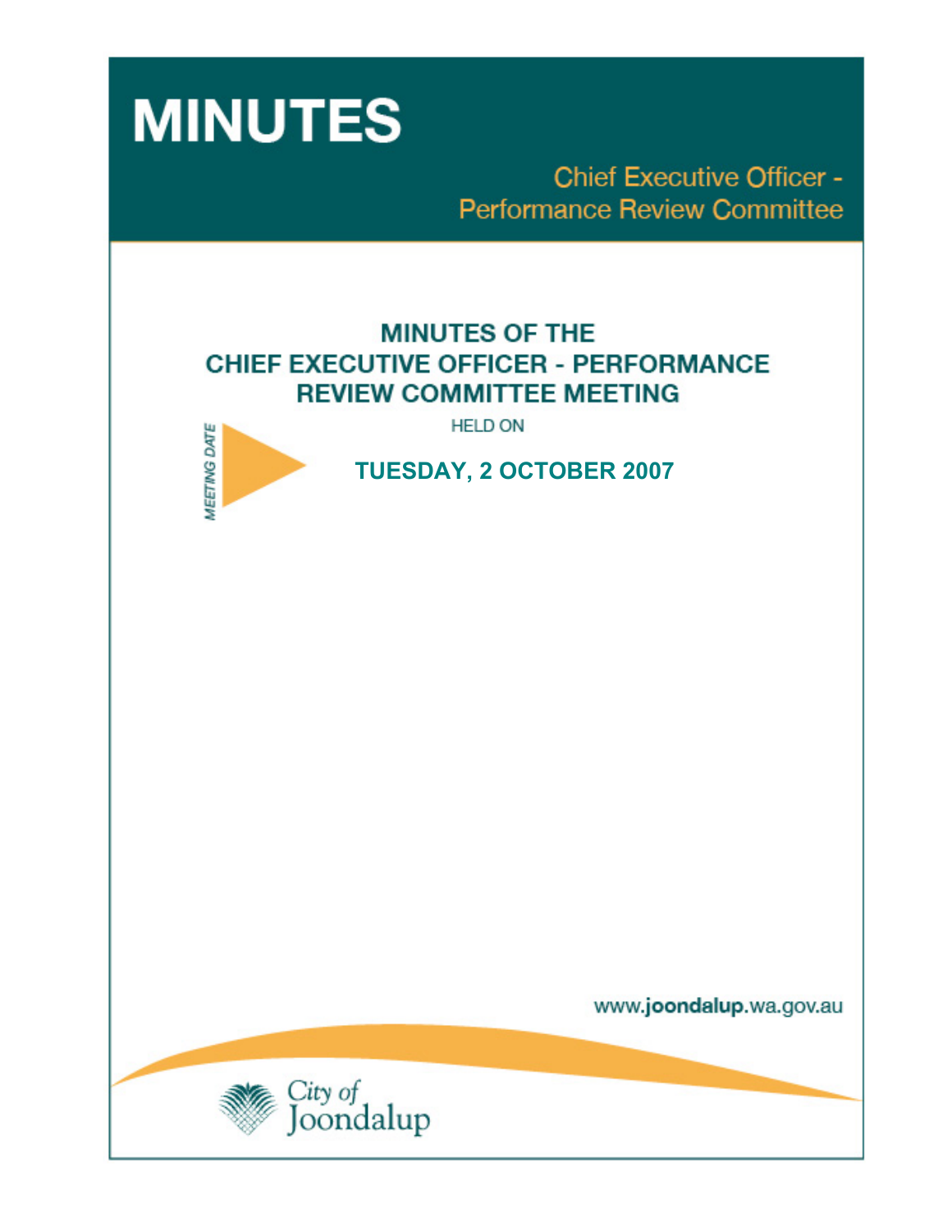# MINUTES

## Chief Executive Officer - Performance Review Committee

## MINUTES OF THE CHIEF EXECUTIVE OFFICER - PERFORMANCE REVIEW COMMITTEE MEETING

HELD ON

*MEETING DATE*

**TUESDAY, 2 OCTOBER 2007**

www.**joondalup**.wa.gov.au

City of Joondalup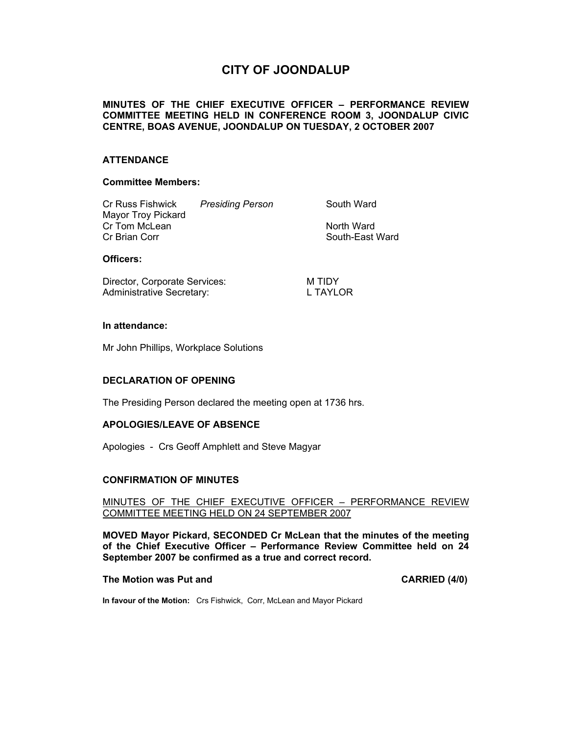# CITY OF JOONDALUP

**MINUTES OF THE CHIEF EXECUTIVE OFFICER – PERFORMANCE REVIEW COMMITTEE MEETING HELD IN CONFERENCE ROOM 3, JOONDALUP CIVIC CENTRE, BOAS AVENUE, JOONDALUP ON TUESDAY, 2 OCTOBER 2007**

## ATTENDANCE

### Committee Members:

| | | |
|---|---|---|
| Cr Russ Fishwick | *Presiding Person* | South Ward |
| Mayor Troy Pickard | | |
| Cr Tom McLean | | North Ward |
| Cr Brian Corr | | South-East Ward |

### Officers:

| | |
|---|---|
| Director, Corporate Services: | M TIDY |
| Administrative Secretary: | L TAYLOR |

### In attendance:

Mr John Phillips, Workplace Solutions

## DECLARATION OF OPENING

The Presiding Person declared the meeting open at 1736 hrs.

## APOLOGIES/LEAVE OF ABSENCE

Apologies - Crs Geoff Amphlett and Steve Magyar

## CONFIRMATION OF MINUTES

MINUTES OF THE CHIEF EXECUTIVE OFFICER – PERFORMANCE REVIEW COMMITTEE MEETING HELD ON 24 SEPTEMBER 2007

**MOVED Mayor Pickard, SECONDED Cr McLean that the minutes of the meeting of the Chief Executive Officer – Performance Review Committee held on 24 September 2007 be confirmed as a true and correct record.**

**The Motion was Put and CARRIED (4/0)**

**In favour of the Motion:** Crs Fishwick, Corr, McLean and Mayor Pickard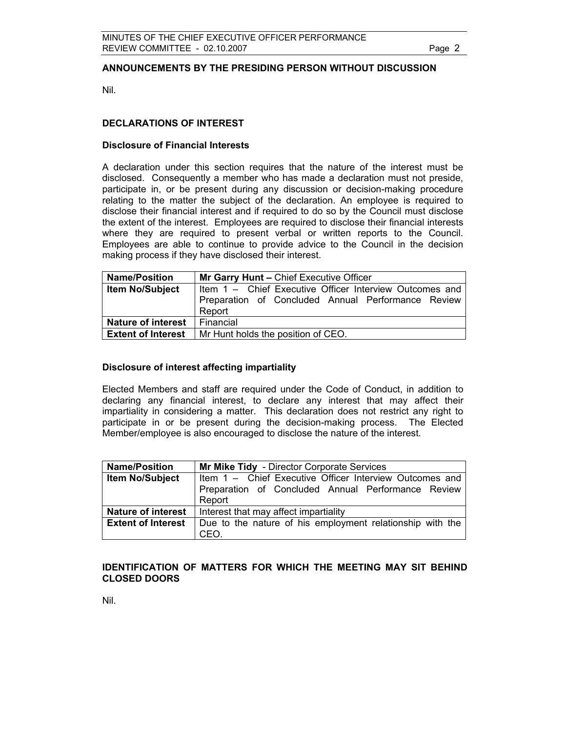## ANNOUNCEMENTS BY THE PRESIDING PERSON WITHOUT DISCUSSION

Nil.

## DECLARATIONS OF INTEREST

### Disclosure of Financial Interests

A declaration under this section requires that the nature of the interest must be disclosed. Consequently a member who has made a declaration must not preside, participate in, or be present during any discussion or decision-making procedure relating to the matter the subject of the declaration. An employee is required to disclose their financial interest and if required to do so by the Council must disclose the extent of the interest. Employees are required to disclose their financial interests where they are required to present verbal or written reports to the Council. Employees are able to continue to provide advice to the Council in the decision making process if they have disclosed their interest.

| **Name/Position** | **Mr Garry Hunt –** Chief Executive Officer |
|---|---|
| **Item No/Subject** | Item 1 – Chief Executive Officer Interview Outcomes and Preparation of Concluded Annual Performance Review Report |
| **Nature of interest** | Financial |
| **Extent of Interest** | Mr Hunt holds the position of CEO. |

### Disclosure of interest affecting impartiality

Elected Members and staff are required under the Code of Conduct, in addition to declaring any financial interest, to declare any interest that may affect their impartiality in considering a matter. This declaration does not restrict any right to participate in or be present during the decision-making process. The Elected Member/employee is also encouraged to disclose the nature of the interest.

| **Name/Position** | **Mr Mike Tidy** - Director Corporate Services |
|---|---|
| **Item No/Subject** | Item 1 – Chief Executive Officer Interview Outcomes and Preparation of Concluded Annual Performance Review Report |
| **Nature of interest** | Interest that may affect impartiality |
| **Extent of Interest** | Due to the nature of his employment relationship with the CEO. |

## IDENTIFICATION OF MATTERS FOR WHICH THE MEETING MAY SIT BEHIND CLOSED DOORS

Nil.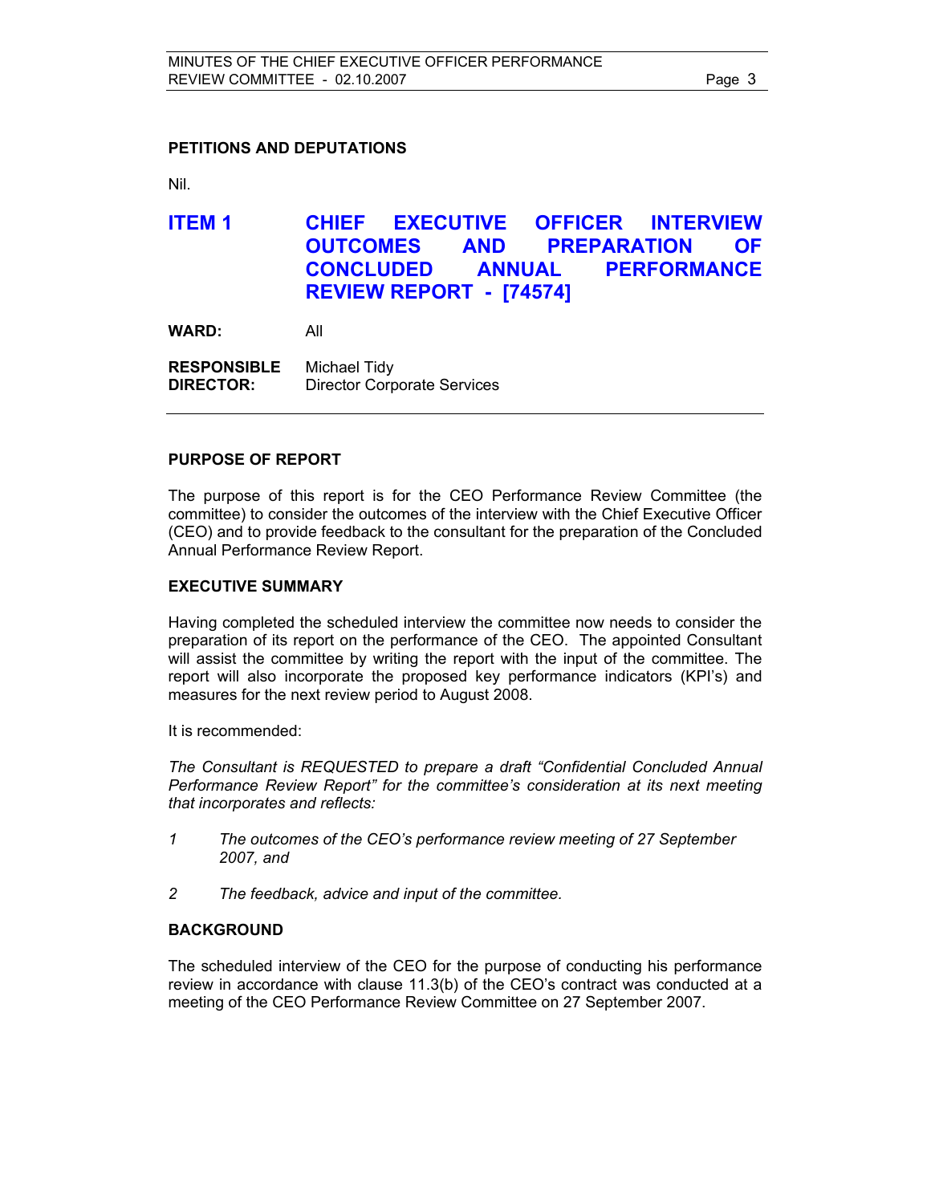## PETITIONS AND DEPUTATIONS

Nil.

# ITEM 1 CHIEF EXECUTIVE OFFICER INTERVIEW OUTCOMES AND PREPARATION OF CONCLUDED ANNUAL PERFORMANCE REVIEW REPORT - [74574]

**WARD:** All

**RESPONSIBLE DIRECTOR:** Michael Tidy
Director Corporate Services

---

## PURPOSE OF REPORT

The purpose of this report is for the CEO Performance Review Committee (the committee) to consider the outcomes of the interview with the Chief Executive Officer (CEO) and to provide feedback to the consultant for the preparation of the Concluded Annual Performance Review Report.

## EXECUTIVE SUMMARY

Having completed the scheduled interview the committee now needs to consider the preparation of its report on the performance of the CEO. The appointed Consultant will assist the committee by writing the report with the input of the committee. The report will also incorporate the proposed key performance indicators (KPI's) and measures for the next review period to August 2008.

It is recommended:

*The Consultant is REQUESTED to prepare a draft "Confidential Concluded Annual Performance Review Report" for the committee's consideration at its next meeting that incorporates and reflects:*

*1 The outcomes of the CEO's performance review meeting of 27 September 2007, and*

*2 The feedback, advice and input of the committee.*

## BACKGROUND

The scheduled interview of the CEO for the purpose of conducting his performance review in accordance with clause 11.3(b) of the CEO's contract was conducted at a meeting of the CEO Performance Review Committee on 27 September 2007.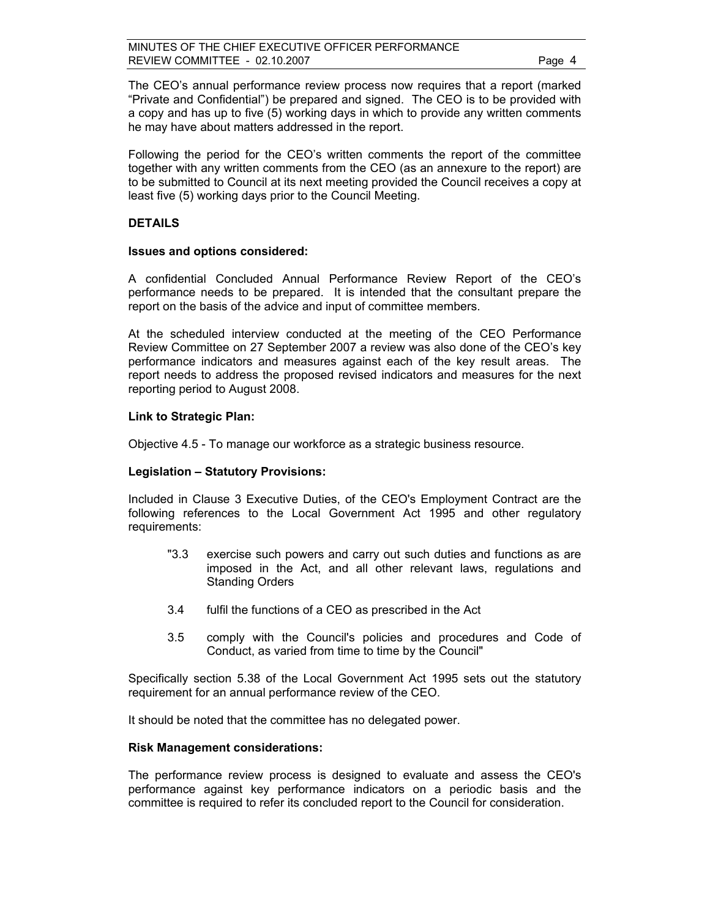The CEO's annual performance review process now requires that a report (marked "Private and Confidential") be prepared and signed. The CEO is to be provided with a copy and has up to five (5) working days in which to provide any written comments he may have about matters addressed in the report.

Following the period for the CEO's written comments the report of the committee together with any written comments from the CEO (as an annexure to the report) are to be submitted to Council at its next meeting provided the Council receives a copy at least five (5) working days prior to the Council Meeting.

## DETAILS

### Issues and options considered:

A confidential Concluded Annual Performance Review Report of the CEO's performance needs to be prepared. It is intended that the consultant prepare the report on the basis of the advice and input of committee members.

At the scheduled interview conducted at the meeting of the CEO Performance Review Committee on 27 September 2007 a review was also done of the CEO's key performance indicators and measures against each of the key result areas. The report needs to address the proposed revised indicators and measures for the next reporting period to August 2008.

### Link to Strategic Plan:

Objective 4.5 - To manage our workforce as a strategic business resource.

### Legislation – Statutory Provisions:

Included in Clause 3 Executive Duties, of the CEO's Employment Contract are the following references to the Local Government Act 1995 and other regulatory requirements:

> "3.3 exercise such powers and carry out such duties and functions as are imposed in the Act, and all other relevant laws, regulations and Standing Orders
>
> 3.4 fulfil the functions of a CEO as prescribed in the Act
>
> 3.5 comply with the Council's policies and procedures and Code of Conduct, as varied from time to time by the Council"

Specifically section 5.38 of the Local Government Act 1995 sets out the statutory requirement for an annual performance review of the CEO.

It should be noted that the committee has no delegated power.

### Risk Management considerations:

The performance review process is designed to evaluate and assess the CEO's performance against key performance indicators on a periodic basis and the committee is required to refer its concluded report to the Council for consideration.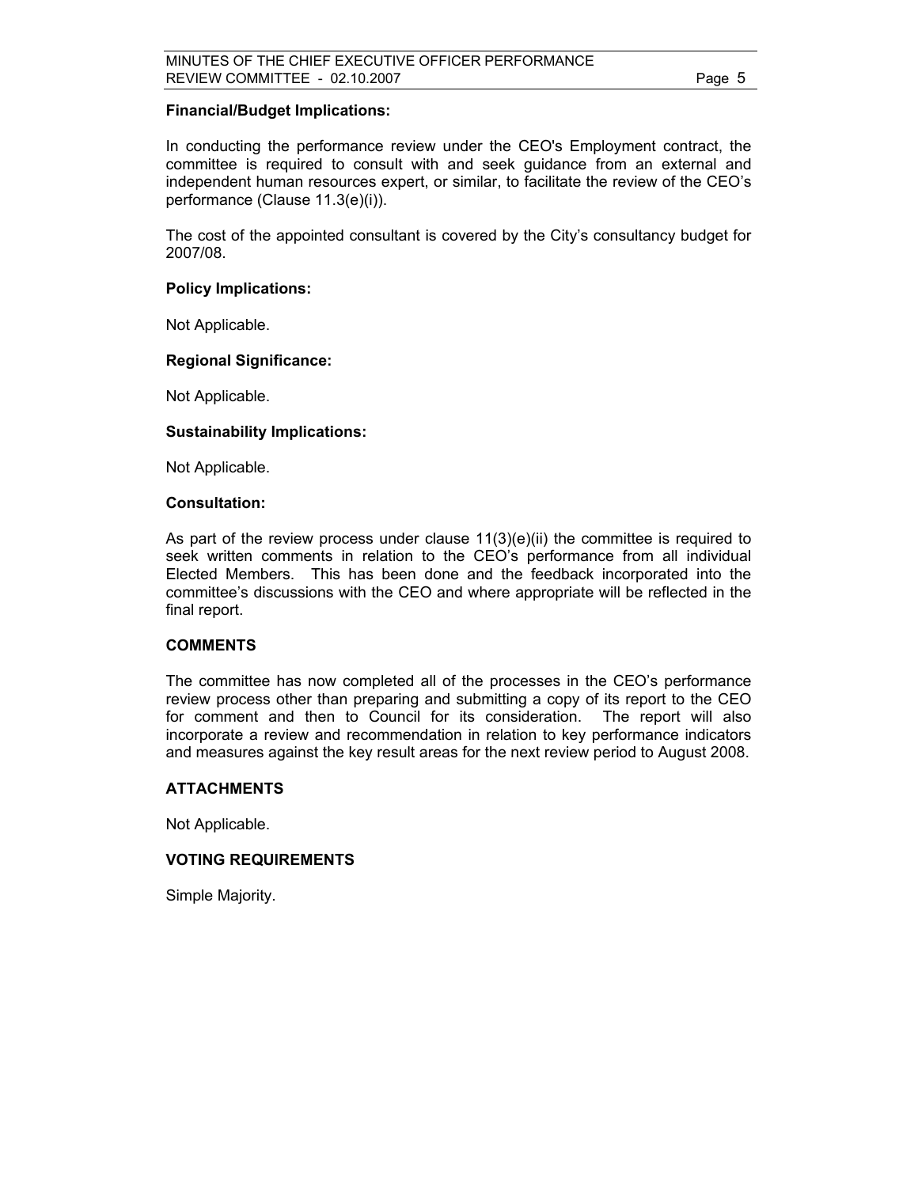**Financial/Budget Implications:**

In conducting the performance review under the CEO's Employment contract, the committee is required to consult with and seek guidance from an external and independent human resources expert, or similar, to facilitate the review of the CEO's performance (Clause 11.3(e)(i)).

The cost of the appointed consultant is covered by the City's consultancy budget for 2007/08.

**Policy Implications:**

Not Applicable.

**Regional Significance:**

Not Applicable.

**Sustainability Implications:**

Not Applicable.

**Consultation:**

As part of the review process under clause 11(3)(e)(ii) the committee is required to seek written comments in relation to the CEO's performance from all individual Elected Members. This has been done and the feedback incorporated into the committee's discussions with the CEO and where appropriate will be reflected in the final report.

**COMMENTS**

The committee has now completed all of the processes in the CEO's performance review process other than preparing and submitting a copy of its report to the CEO for comment and then to Council for its consideration. The report will also incorporate a review and recommendation in relation to key performance indicators and measures against the key result areas for the next review period to August 2008.

**ATTACHMENTS**

Not Applicable.

**VOTING REQUIREMENTS**

Simple Majority.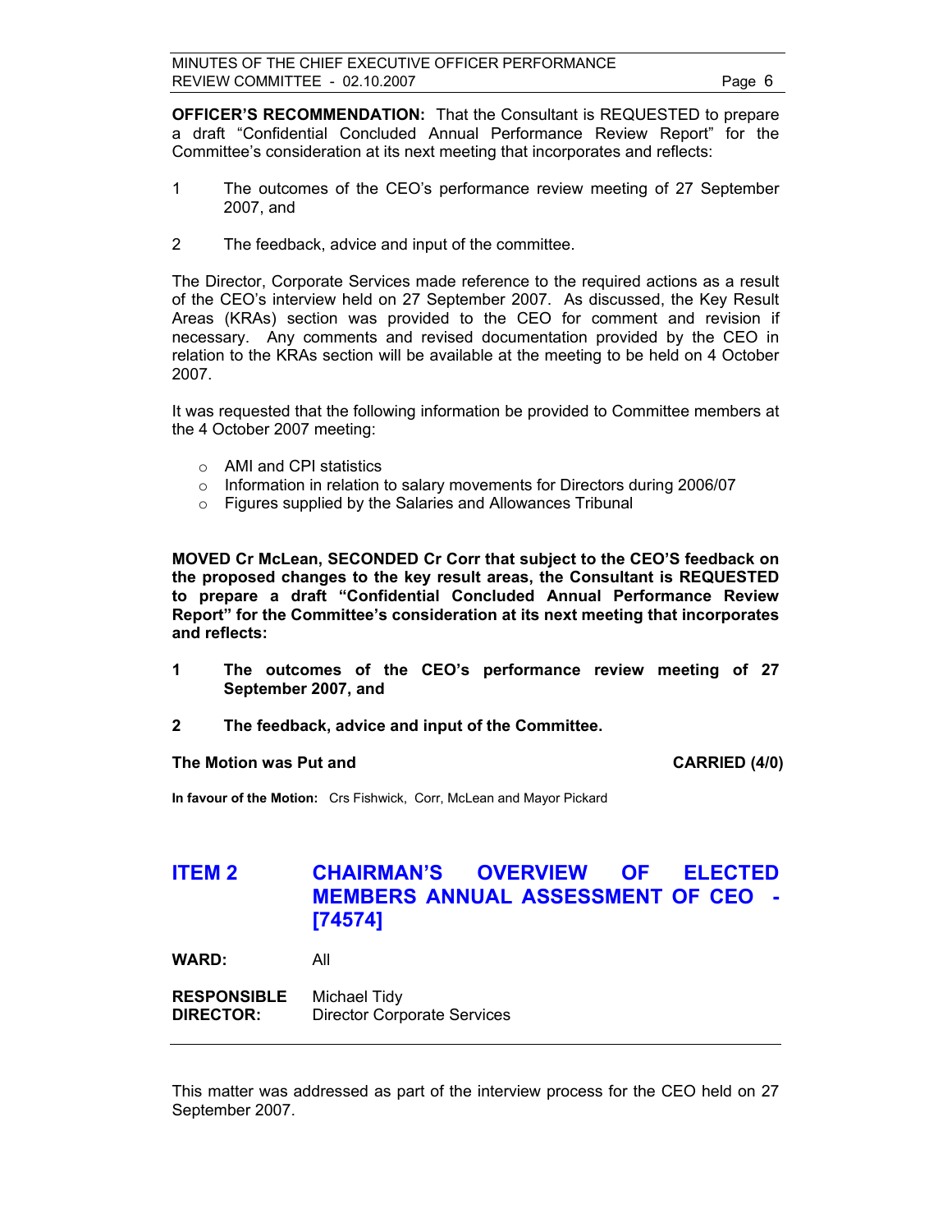**OFFICER'S RECOMMENDATION:** That the Consultant is REQUESTED to prepare a draft "Confidential Concluded Annual Performance Review Report" for the Committee's consideration at its next meeting that incorporates and reflects:

1. The outcomes of the CEO's performance review meeting of 27 September 2007, and

2. The feedback, advice and input of the committee.

The Director, Corporate Services made reference to the required actions as a result of the CEO's interview held on 27 September 2007. As discussed, the Key Result Areas (KRAs) section was provided to the CEO for comment and revision if necessary. Any comments and revised documentation provided by the CEO in relation to the KRAs section will be available at the meeting to be held on 4 October 2007.

It was requested that the following information be provided to Committee members at the 4 October 2007 meeting:

- AMI and CPI statistics
- Information in relation to salary movements for Directors during 2006/07
- Figures supplied by the Salaries and Allowances Tribunal

**MOVED Cr McLean, SECONDED Cr Corr that subject to the CEO'S feedback on the proposed changes to the key result areas, the Consultant is REQUESTED to prepare a draft "Confidential Concluded Annual Performance Review Report" for the Committee's consideration at its next meeting that incorporates and reflects:**

**1. The outcomes of the CEO's performance review meeting of 27 September 2007, and**

**2. The feedback, advice and input of the Committee.**

**The Motion was Put and** **CARRIED (4/0)**

**In favour of the Motion:** Crs Fishwick, Corr, McLean and Mayor Pickard

## ITEM 2 CHAIRMAN'S OVERVIEW OF ELECTED MEMBERS ANNUAL ASSESSMENT OF CEO - [74574]

**WARD:** All

**RESPONSIBLE DIRECTOR:** Michael Tidy, Director Corporate Services

---

This matter was addressed as part of the interview process for the CEO held on 27 September 2007.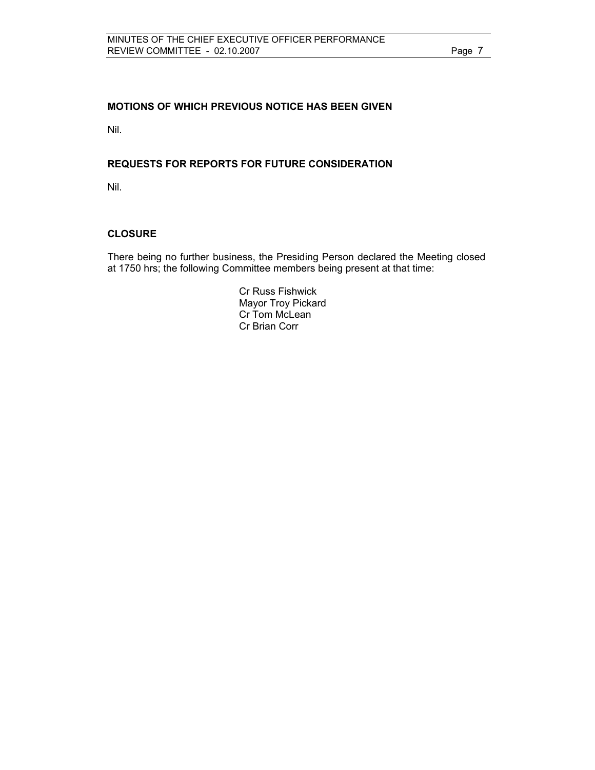## MOTIONS OF WHICH PREVIOUS NOTICE HAS BEEN GIVEN

Nil.

## REQUESTS FOR REPORTS FOR FUTURE CONSIDERATION

Nil.

## CLOSURE

There being no further business, the Presiding Person declared the Meeting closed at 1750 hrs; the following Committee members being present at that time:

Cr Russ Fishwick
Mayor Troy Pickard
Cr Tom McLean
Cr Brian Corr